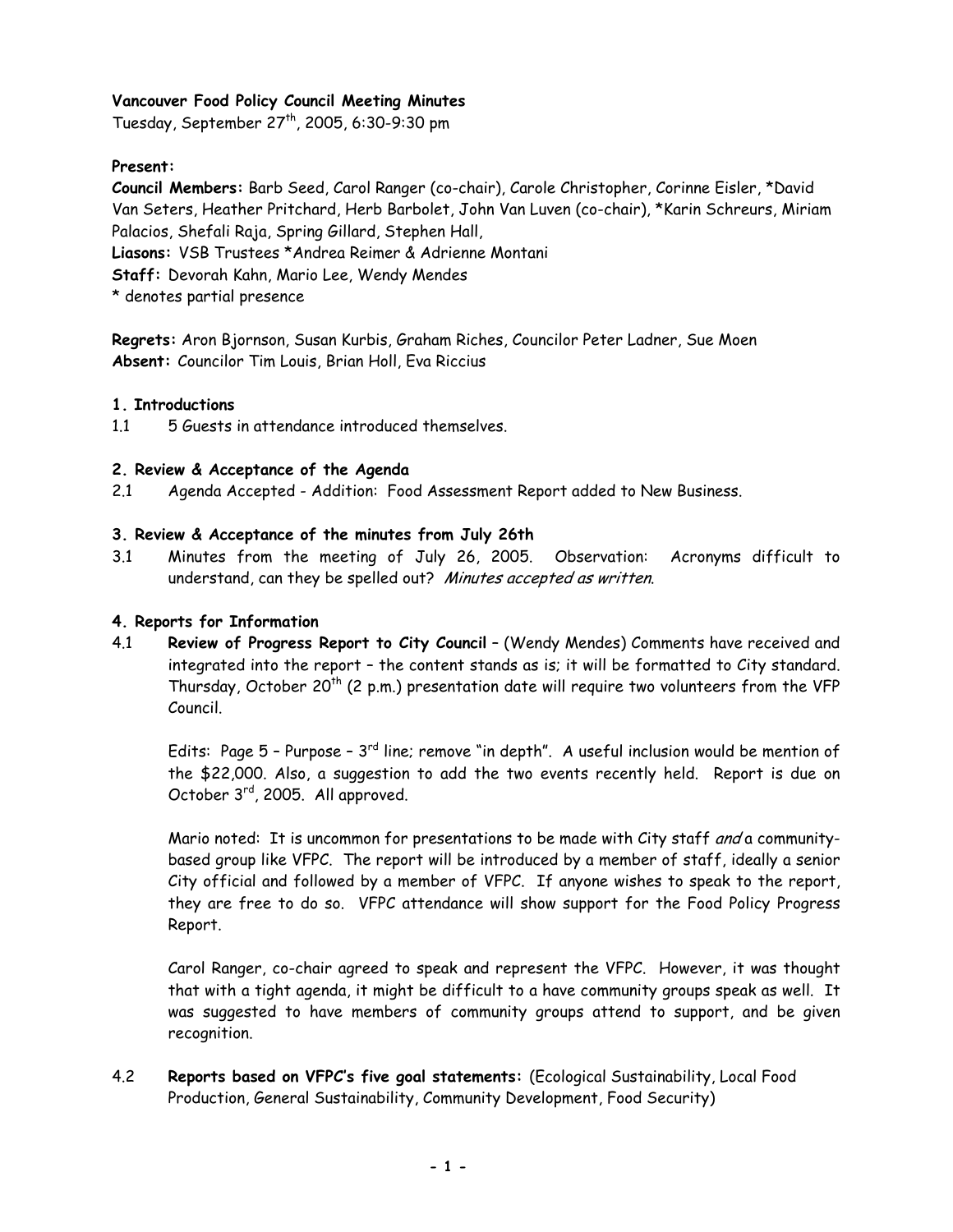**Vancouver Food Policy Council Meeting Minutes**

Tuesday, September 27th, 2005, 6:30-9:30 pm

**Present:**

**Council Members:** Barb Seed, Carol Ranger (co-chair), Carole Christopher, Corinne Eisler, *David Van Seters, Heather Pritchard, Herb Barbolet, John Van Luven (co-chair), *Karin Schreurs, Miriam Palacios, Shefali Raja, Spring Gillard, Stephen Hall,

**Liasons:** VSB Trustees *Andrea Reimer & Adrienne Montani

**Staff:** Devorah Kahn, Mario Lee, Wendy Mendes

* denotes partial presence

**Regrets:** Aron Bjornson, Susan Kurbis, Graham Riches, Councilor Peter Ladner, Sue Moen

**Absent:** Councilor Tim Louis, Brian Holl, Eva Riccius

**1. Introductions**

1.1 5 Guests in attendance introduced themselves.

**2. Review & Acceptance of the Agenda**

2.1 Agenda Accepted - Addition: Food Assessment Report added to New Business.

**3. Review & Acceptance of the minutes from July 26th**

3.1 Minutes from the meeting of July 26, 2005. Observation: Acronyms difficult to understand, can they be spelled out? *Minutes accepted as written.*

**4. Reports for Information**

4.1 **Review of Progress Report to City Council** – (Wendy Mendes) Comments have received and integrated into the report – the content stands as is; it will be formatted to City standard. Thursday, October 20th (2 p.m.) presentation date will require two volunteers from the VFP Council.

Edits: Page 5 – Purpose – 3rd line; remove "in depth". A useful inclusion would be mention of the $22,000. Also, a suggestion to add the two events recently held. Report is due on October 3rd, 2005. All approved.

Mario noted: It is uncommon for presentations to be made with City staff *and* a community-based group like VFPC. The report will be introduced by a member of staff, ideally a senior City official and followed by a member of VFPC. If anyone wishes to speak to the report, they are free to do so. VFPC attendance will show support for the Food Policy Progress Report.

Carol Ranger, co-chair agreed to speak and represent the VFPC. However, it was thought that with a tight agenda, it might be difficult to a have community groups speak as well. It was suggested to have members of community groups attend to support, and be given recognition.

4.2 **Reports based on VFPC's five goal statements:** (Ecological Sustainability, Local Food Production, General Sustainability, Community Development, Food Security)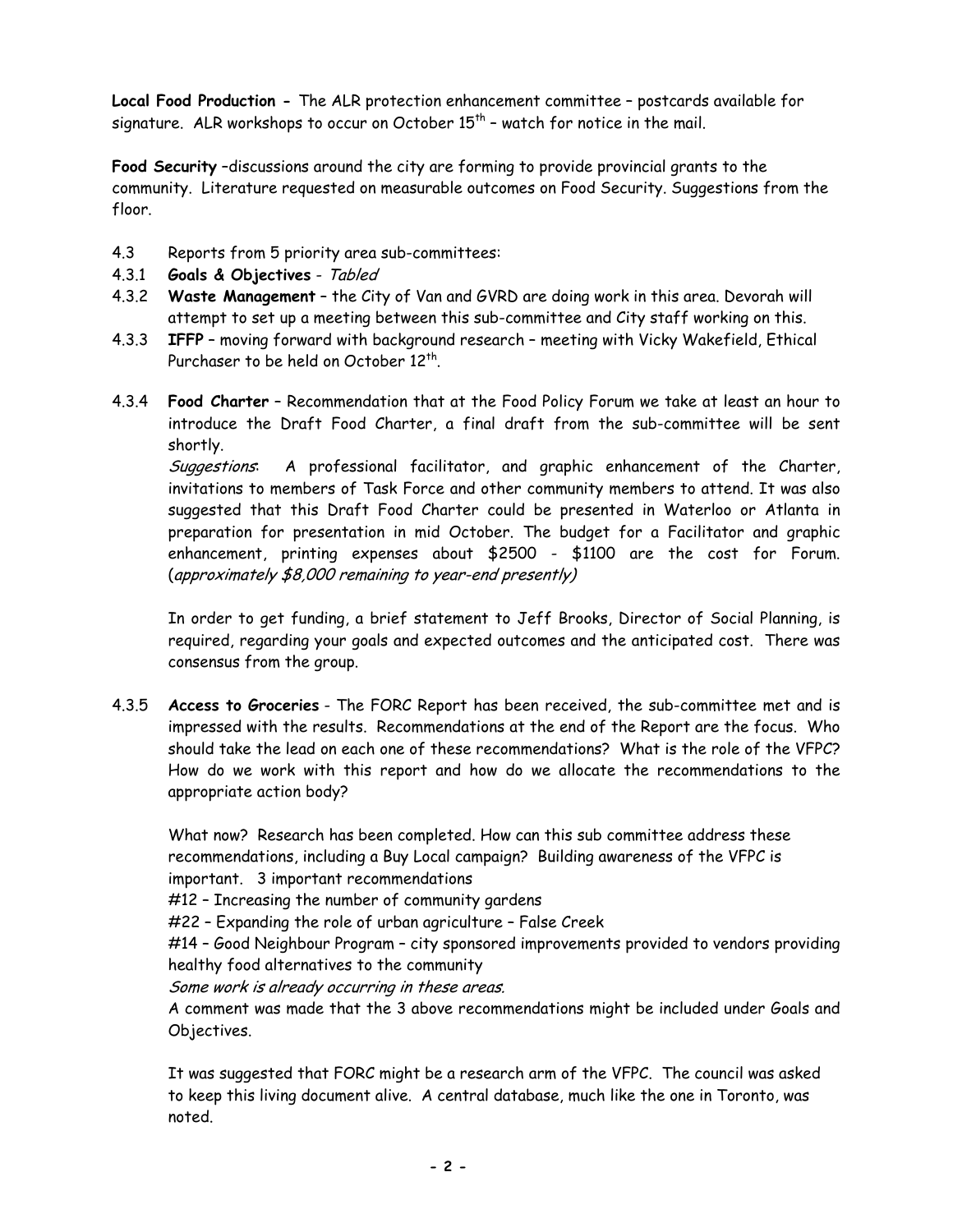**Local Food Production -** The ALR protection enhancement committee – postcards available for signature. ALR workshops to occur on October 15th – watch for notice in the mail.

**Food Security** –discussions around the city are forming to provide provincial grants to the community. Literature requested on measurable outcomes on Food Security. Suggestions from the floor.

4.3 Reports from 5 priority area sub-committees:

4.3.1 **Goals & Objectives** - *Tabled*

4.3.2 **Waste Management** – the City of Van and GVRD are doing work in this area. Devorah will attempt to set up a meeting between this sub-committee and City staff working on this.

4.3.3 **IFFP** – moving forward with background research – meeting with Vicky Wakefield, Ethical Purchaser to be held on October 12th.

4.3.4 **Food Charter** – Recommendation that at the Food Policy Forum we take at least an hour to introduce the Draft Food Charter, a final draft from the sub-committee will be sent shortly.

*Suggestions*: A professional facilitator, and graphic enhancement of the Charter, invitations to members of Task Force and other community members to attend. It was also suggested that this Draft Food Charter could be presented in Waterloo or Atlanta in preparation for presentation in mid October. The budget for a Facilitator and graphic enhancement, printing expenses about $2500 - $1100 are the cost for Forum. (*approximately $8,000 remaining to year-end presently)*

In order to get funding, a brief statement to Jeff Brooks, Director of Social Planning, is required, regarding your goals and expected outcomes and the anticipated cost. There was consensus from the group.

4.3.5 **Access to Groceries** - The FORC Report has been received, the sub-committee met and is impressed with the results. Recommendations at the end of the Report are the focus. Who should take the lead on each one of these recommendations? What is the role of the VFPC? How do we work with this report and how do we allocate the recommendations to the appropriate action body?

What now? Research has been completed. How can this sub committee address these recommendations, including a Buy Local campaign? Building awareness of the VFPC is important. 3 important recommendations

#12 – Increasing the number of community gardens

#22 – Expanding the role of urban agriculture – False Creek

#14 – Good Neighbour Program – city sponsored improvements provided to vendors providing healthy food alternatives to the community

*Some work is already occurring in these areas.*

A comment was made that the 3 above recommendations might be included under Goals and Objectives.

It was suggested that FORC might be a research arm of the VFPC. The council was asked to keep this living document alive. A central database, much like the one in Toronto, was noted.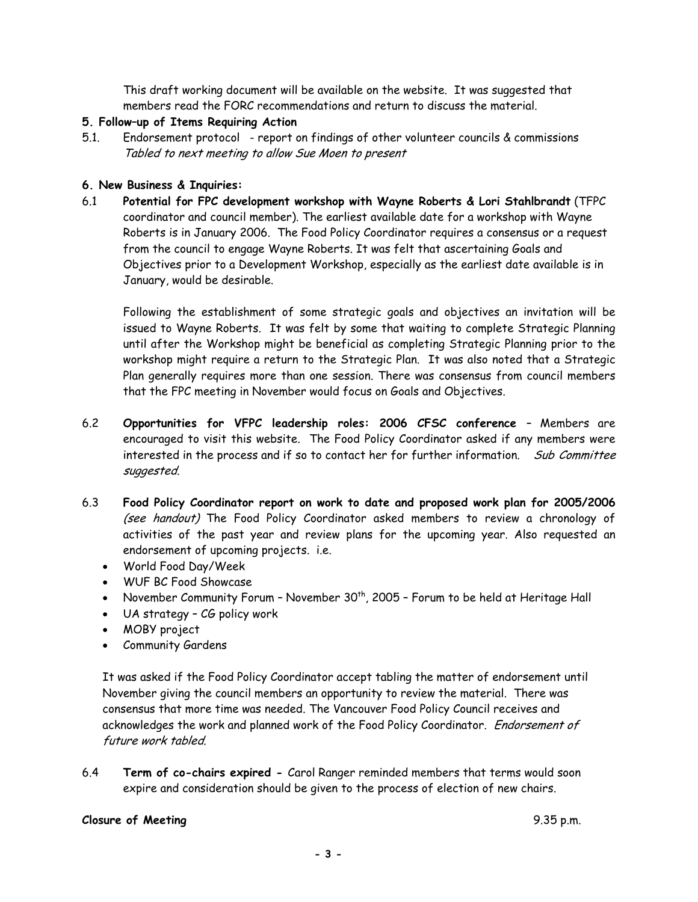This draft working document will be available on the website. It was suggested that members read the FORC recommendations and return to discuss the material.

**5. Follow–up of Items Requiring Action**

5.1. Endorsement protocol - report on findings of other volunteer councils & commissions
*Tabled to next meeting to allow Sue Moen to present*

**6. New Business & Inquiries:**

6.1 **Potential for FPC development workshop with Wayne Roberts & Lori Stahlbrandt** (TFPC coordinator and council member). The earliest available date for a workshop with Wayne Roberts is in January 2006. The Food Policy Coordinator requires a consensus or a request from the council to engage Wayne Roberts. It was felt that ascertaining Goals and Objectives prior to a Development Workshop, especially as the earliest date available is in January, would be desirable.

Following the establishment of some strategic goals and objectives an invitation will be issued to Wayne Roberts. It was felt by some that waiting to complete Strategic Planning until after the Workshop might be beneficial as completing Strategic Planning prior to the workshop might require a return to the Strategic Plan. It was also noted that a Strategic Plan generally requires more than one session. There was consensus from council members that the FPC meeting in November would focus on Goals and Objectives.

6.2 **Opportunities for VFPC leadership roles: 2006 CFSC conference** – Members are encouraged to visit this website. The Food Policy Coordinator asked if any members were interested in the process and if so to contact her for further information. *Sub Committee suggested.*

6.3 **Food Policy Coordinator report on work to date and proposed work plan for 2005/2006** *(see handout)* The Food Policy Coordinator asked members to review a chronology of activities of the past year and review plans for the upcoming year. Also requested an endorsement of upcoming projects. i.e.

- World Food Day/Week
- WUF BC Food Showcase
- November Community Forum – November 30th, 2005 – Forum to be held at Heritage Hall
- UA strategy – CG policy work
- MOBY project
- Community Gardens

It was asked if the Food Policy Coordinator accept tabling the matter of endorsement until November giving the council members an opportunity to review the material. There was consensus that more time was needed. The Vancouver Food Policy Council receives and acknowledges the work and planned work of the Food Policy Coordinator. *Endorsement of future work tabled.*

6.4 **Term of co-chairs expired -** Carol Ranger reminded members that terms would soon expire and consideration should be given to the process of election of new chairs.

**Closure of Meeting** 9.35 p.m.